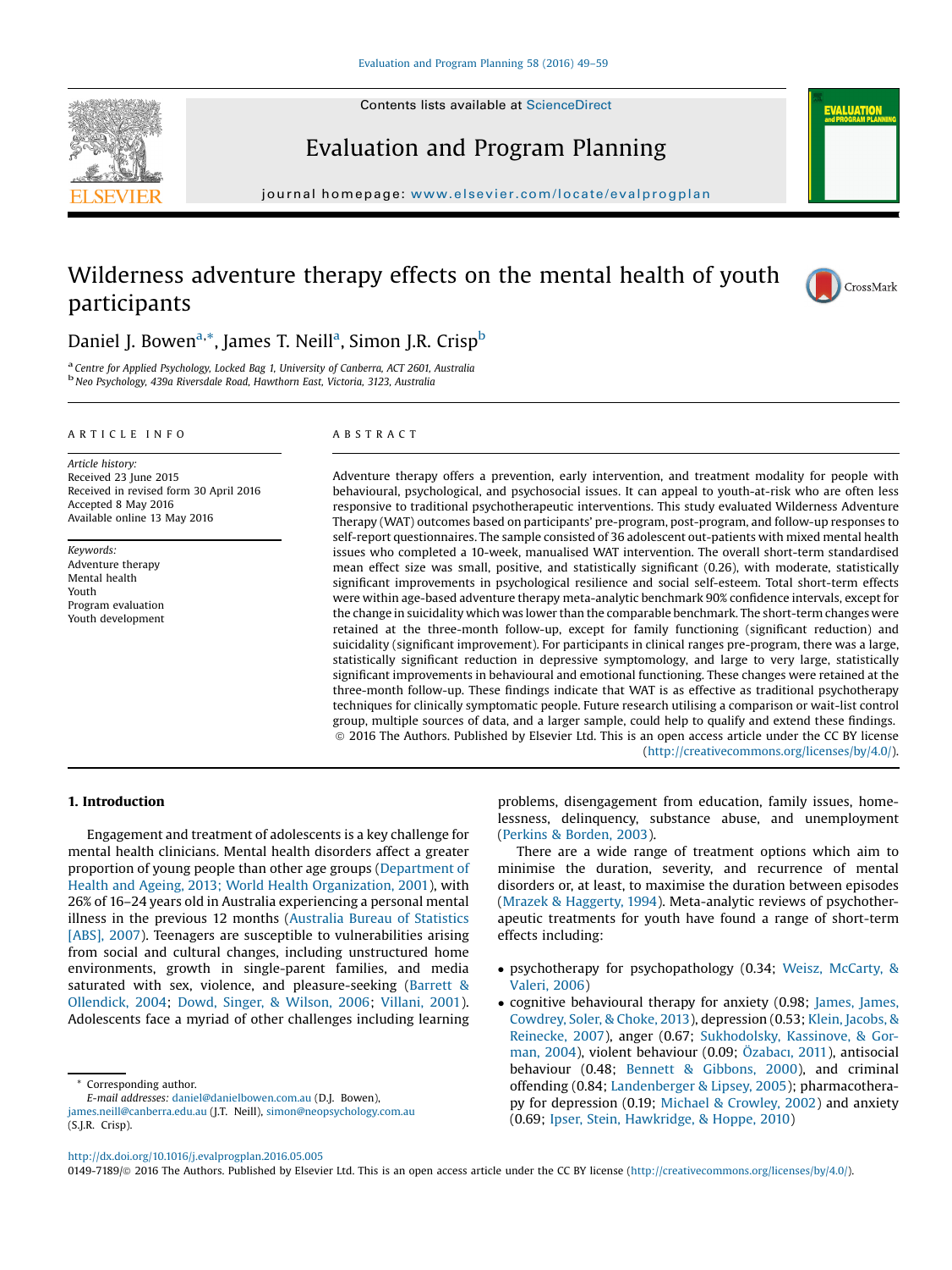# Wilderness adventure therapy effects on the mental health of youth participants

Daniel J. Bowen[a,*], James T. Neill[a], Simon J.R. Crisp[b]

[a] Centre for Applied Psychology, Locked Bag 1, University of Canberra, ACT 2601, Australia
[b] Neo Psychology, 439a Riversdale Road, Hawthorn East, Victoria, 3123, Australia

## ARTICLE INFO

*Article history:*
Received 23 June 2015
Received in revised form 30 April 2016
Accepted 8 May 2016
Available online 13 May 2016

*Keywords:*
Adventure therapy
Mental health
Youth
Program evaluation
Youth development

## ABSTRACT

Adventure therapy offers a prevention, early intervention, and treatment modality for people with behavioural, psychological, and psychosocial issues. It can appeal to youth-at-risk who are often less responsive to traditional psychotherapeutic interventions. This study evaluated Wilderness Adventure Therapy (WAT) outcomes based on participants' pre-program, post-program, and follow-up responses to self-report questionnaires. The sample consisted of 36 adolescent out-patients with mixed mental health issues who completed a 10-week, manualised WAT intervention. The overall short-term standardised mean effect size was small, positive, and statistically significant (0.26), with moderate, statistically significant improvements in psychological resilience and social self-esteem. Total short-term effects were within age-based adventure therapy meta-analytic benchmark 90% confidence intervals, except for the change in suicidality which was lower than the comparable benchmark. The short-term changes were retained at the three-month follow-up, except for family functioning (significant reduction) and suicidality (significant improvement). For participants in clinical ranges pre-program, there was a large, statistically significant reduction in depressive symptomology, and large to very large, statistically significant improvements in behavioural and emotional functioning. These changes were retained at the three-month follow-up. These findings indicate that WAT is as effective as traditional psychotherapy techniques for clinically symptomatic people. Future research utilising a comparison or wait-list control group, multiple sources of data, and a larger sample, could help to qualify and extend these findings.

© 2016 The Authors. Published by Elsevier Ltd. This is an open access article under the CC BY license (http://creativecommons.org/licenses/by/4.0/).

## 1. Introduction

Engagement and treatment of adolescents is a key challenge for mental health clinicians. Mental health disorders affect a greater proportion of young people than other age groups (Department of Health and Ageing, 2013; World Health Organization, 2001), with 26% of 16–24 years old in Australia experiencing a personal mental illness in the previous 12 months (Australia Bureau of Statistics [ABS], 2007). Teenagers are susceptible to vulnerabilities arising from social and cultural changes, including unstructured home environments, growth in single-parent families, and media saturated with sex, violence, and pleasure-seeking (Barrett & Ollendick, 2004; Dowd, Singer, & Wilson, 2006; Villani, 2001). Adolescents face a myriad of other challenges including learning problems, disengagement from education, family issues, homelessness, delinquency, substance abuse, and unemployment (Perkins & Borden, 2003).

There are a wide range of treatment options which aim to minimise the duration, severity, and recurrence of mental disorders or, at least, to maximise the duration between episodes (Mrazek & Haggerty, 1994). Meta-analytic reviews of psychotherapeutic treatments for youth have found a range of short-term effects including:

- psychotherapy for psychopathology (0.34; Weisz, McCarty, & Valeri, 2006)
- cognitive behavioural therapy for anxiety (0.98; James, James, Cowdrey, Soler, & Choke, 2013), depression (0.53; Klein, Jacobs, & Reinecke, 2007), anger (0.67; Sukhodolsky, Kassinove, & Gorman, 2004), violent behaviour (0.09; Özabacı, 2011), antisocial behaviour (0.48; Bennett & Gibbons, 2000), and criminal offending (0.84; Landenberger & Lipsey, 2005); pharmacotherapy for depression (0.19; Michael & Crowley, 2002) and anxiety (0.69; Ipser, Stein, Hawkridge, & Hoppe, 2010)

\* Corresponding author.
*E-mail addresses:* daniel@danielbowen.com.au (D.J. Bowen), james.neill@canberra.edu.au (J.T. Neill), simon@neopsychology.com.au (S.J.R. Crisp).

http://dx.doi.org/10.1016/j.evalprogplan.2016.05.005
0149-7189/© 2016 The Authors. Published by Elsevier Ltd. This is an open access article under the CC BY license (http://creativecommons.org/licenses/by/4.0/).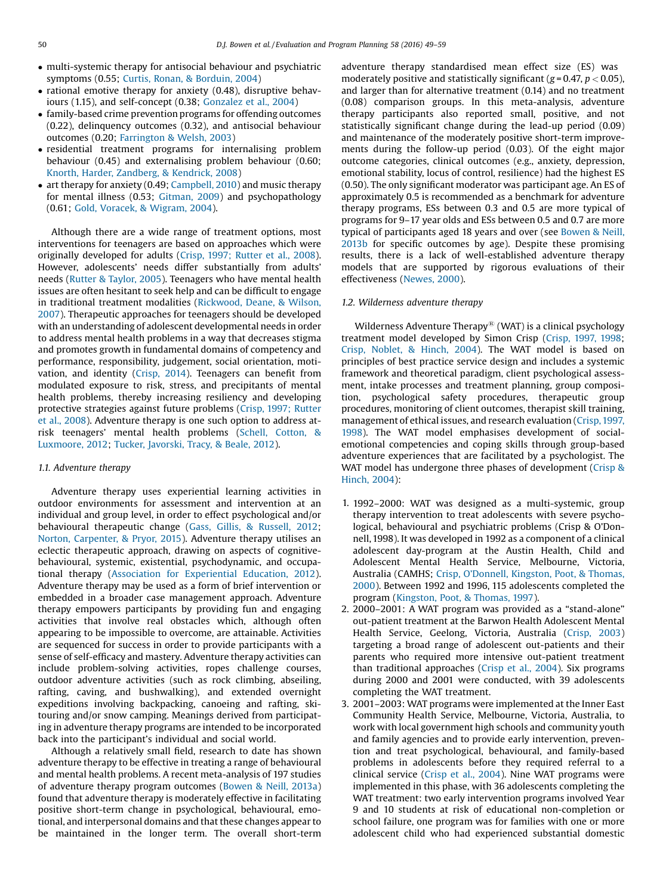- multi-systemic therapy for antisocial behaviour and psychiatric symptoms (0.55; Curtis, Ronan, & Borduin, 2004)
- rational emotive therapy for anxiety (0.48), disruptive behaviours (1.15), and self-concept (0.38; Gonzalez et al., 2004)
- family-based crime prevention programs for offending outcomes (0.22), delinquency outcomes (0.32), and antisocial behaviour outcomes (0.20; Farrington & Welsh, 2003)
- residential treatment programs for internalising problem behaviour (0.45) and externalising problem behaviour (0.60; Knorth, Harder, Zandberg, & Kendrick, 2008)
- art therapy for anxiety (0.49; Campbell, 2010) and music therapy for mental illness (0.53; Gitman, 2009) and psychopathology (0.61; Gold, Voracek, & Wigram, 2004).

Although there are a wide range of treatment options, most interventions for teenagers are based on approaches which were originally developed for adults (Crisp, 1997; Rutter et al., 2008). However, adolescents' needs differ substantially from adults' needs (Rutter & Taylor, 2005). Teenagers who have mental health issues are often hesitant to seek help and can be difficult to engage in traditional treatment modalities (Rickwood, Deane, & Wilson, 2007). Therapeutic approaches for teenagers should be developed with an understanding of adolescent developmental needs in order to address mental health problems in a way that decreases stigma and promotes growth in fundamental domains of competency and performance, responsibility, judgement, social orientation, motivation, and identity (Crisp, 2014). Teenagers can benefit from modulated exposure to risk, stress, and precipitants of mental health problems, thereby increasing resiliency and developing protective strategies against future problems (Crisp, 1997; Rutter et al., 2008). Adventure therapy is one such option to address at-risk teenagers' mental health problems (Schell, Cotton, & Luxmoore, 2012; Tucker, Javorski, Tracy, & Beale, 2012).

### 1.1. Adventure therapy

Adventure therapy uses experiential learning activities in outdoor environments for assessment and intervention at an individual and group level, in order to effect psychological and/or behavioural therapeutic change (Gass, Gillis, & Russell, 2012; Norton, Carpenter, & Pryor, 2015). Adventure therapy utilises an eclectic therapeutic approach, drawing on aspects of cognitive-behavioural, systemic, existential, psychodynamic, and occupational therapy (Association for Experiential Education, 2012). Adventure therapy may be used as a form of brief intervention or embedded in a broader case management approach. Adventure therapy empowers participants by providing fun and engaging activities that involve real obstacles which, although often appearing to be impossible to overcome, are attainable. Activities are sequenced for success in order to provide participants with a sense of self-efficacy and mastery. Adventure therapy activities can include problem-solving activities, ropes challenge courses, outdoor adventure activities (such as rock climbing, abseiling, rafting, caving, and bushwalking), and extended overnight expeditions involving backpacking, canoeing and rafting, ski-touring and/or snow camping. Meanings derived from participating in adventure therapy programs are intended to be incorporated back into the participant's individual and social world.

Although a relatively small field, research to date has shown adventure therapy to be effective in treating a range of behavioural and mental health problems. A recent meta-analysis of 197 studies of adventure therapy program outcomes (Bowen & Neill, 2013a) found that adventure therapy is moderately effective in facilitating positive short-term change in psychological, behavioural, emotional, and interpersonal domains and that these changes appear to be maintained in the longer term. The overall short-term adventure therapy standardised mean effect size (ES) was moderately positive and statistically significant ($g = 0.47$, $p < 0.05$), and larger than for alternative treatment (0.14) and no treatment (0.08) comparison groups. In this meta-analysis, adventure therapy participants also reported small, positive, and not statistically significant change during the lead-up period (0.09) and maintenance of the moderately positive short-term improvements during the follow-up period (0.03). Of the eight major outcome categories, clinical outcomes (e.g., anxiety, depression, emotional stability, locus of control, resilience) had the highest ES (0.50). The only significant moderator was participant age. An ES of approximately 0.5 is recommended as a benchmark for adventure therapy programs, ESs between 0.3 and 0.5 are more typical of programs for 9–17 year olds and ESs between 0.5 and 0.7 are more typical of participants aged 18 years and over (see Bowen & Neill, 2013b for specific outcomes by age). Despite these promising results, there is a lack of well-established adventure therapy models that are supported by rigorous evaluations of their effectiveness (Newes, 2000).

### 1.2. Wilderness adventure therapy

Wilderness Adventure Therapy® (WAT) is a clinical psychology treatment model developed by Simon Crisp (Crisp, 1997, 1998; Crisp, Noblet, & Hinch, 2004). The WAT model is based on principles of best practice service design and includes a systemic framework and theoretical paradigm, client psychological assessment, intake processes and treatment planning, group composition, psychological safety procedures, therapeutic group procedures, monitoring of client outcomes, therapist skill training, management of ethical issues, and research evaluation (Crisp, 1997, 1998). The WAT model emphasises development of social-emotional competencies and coping skills through group-based adventure experiences that are facilitated by a psychologist. The WAT model has undergone three phases of development (Crisp & Hinch, 2004):

1. 1992–2000: WAT was designed as a multi-systemic, group therapy intervention to treat adolescents with severe psychological, behavioural and psychiatric problems (Crisp & O'Donnell, 1998). It was developed in 1992 as a component of a clinical adolescent day-program at the Austin Health, Child and Adolescent Mental Health Service, Melbourne, Victoria, Australia (CAMHS; Crisp, O'Donnell, Kingston, Poot, & Thomas, 2000). Between 1992 and 1996, 115 adolescents completed the program (Kingston, Poot, & Thomas, 1997).
2. 2000–2001: A WAT program was provided as a "stand-alone" out-patient treatment at the Barwon Health Adolescent Mental Health Service, Geelong, Victoria, Australia (Crisp, 2003) targeting a broad range of adolescent out-patients and their parents who required more intensive out-patient treatment than traditional approaches (Crisp et al., 2004). Six programs during 2000 and 2001 were conducted, with 39 adolescents completing the WAT treatment.
3. 2001–2003: WAT programs were implemented at the Inner East Community Health Service, Melbourne, Victoria, Australia, to work with local government high schools and community youth and family agencies and to provide early intervention, prevention and treat psychological, behavioural, and family-based problems in adolescents before they required referral to a clinical service (Crisp et al., 2004). Nine WAT programs were implemented in this phase, with 36 adolescents completing the WAT treatment: two early intervention programs involved Year 9 and 10 students at risk of educational non-completion or school failure, one program was for families with one or more adolescent child who had experienced substantial domestic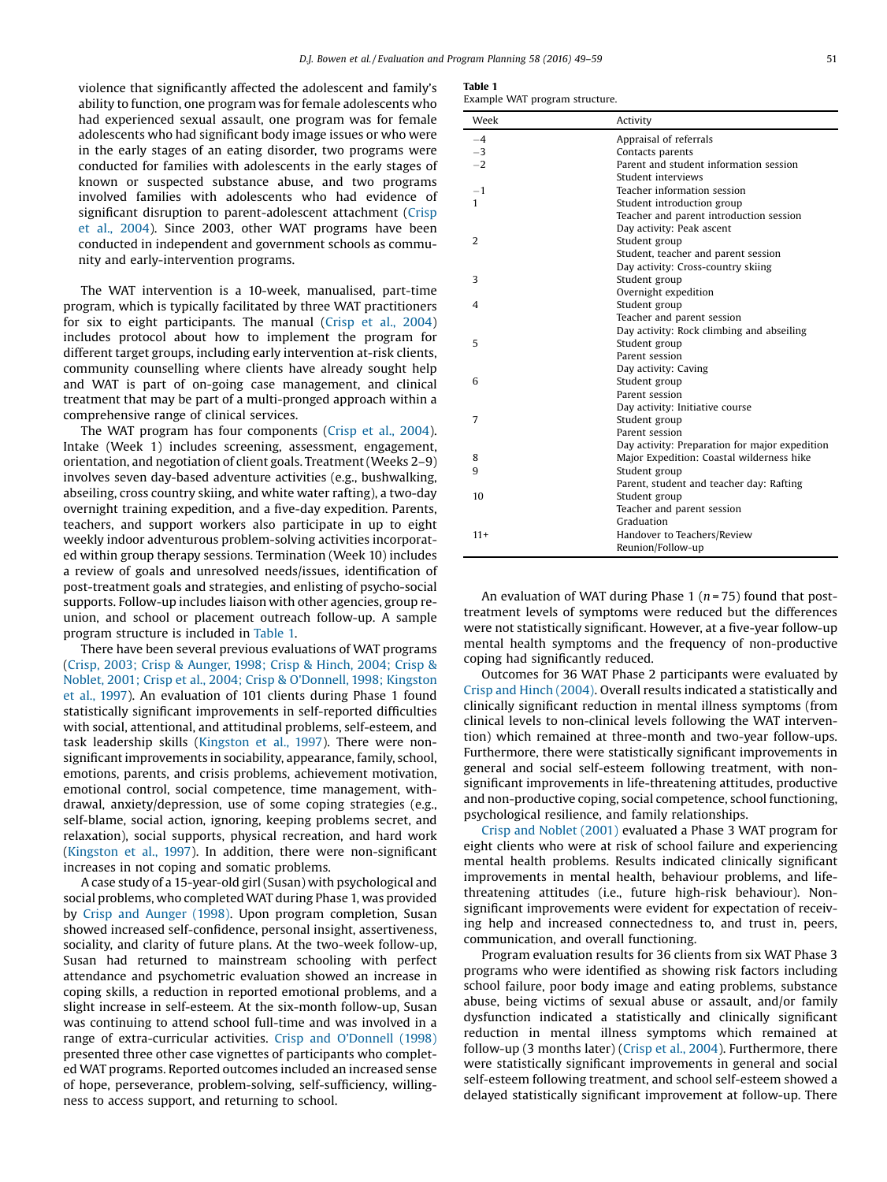violence that significantly affected the adolescent and family's ability to function, one program was for female adolescents who had experienced sexual assault, one program was for female adolescents who had significant body image issues or who were in the early stages of an eating disorder, two programs were conducted for families with adolescents in the early stages of known or suspected substance abuse, and two programs involved families with adolescents who had evidence of significant disruption to parent-adolescent attachment (Crisp et al., 2004). Since 2003, other WAT programs have been conducted in independent and government schools as community and early-intervention programs.

The WAT intervention is a 10-week, manualised, part-time program, which is typically facilitated by three WAT practitioners for six to eight participants. The manual (Crisp et al., 2004) includes protocol about how to implement the program for different target groups, including early intervention at-risk clients, community counselling where clients have already sought help and WAT is part of on-going case management, and clinical treatment that may be part of a multi-pronged approach within a comprehensive range of clinical services.

The WAT program has four components (Crisp et al., 2004). Intake (Week 1) includes screening, assessment, engagement, orientation, and negotiation of client goals. Treatment (Weeks 2–9) involves seven day-based adventure activities (e.g., bushwalking, abseiling, cross country skiing, and white water rafting), a two-day overnight training expedition, and a five-day expedition. Parents, teachers, and support workers also participate in up to eight weekly indoor adventurous problem-solving activities incorporated within group therapy sessions. Termination (Week 10) includes a review of goals and unresolved needs/issues, identification of post-treatment goals and strategies, and enlisting of psycho-social supports. Follow-up includes liaison with other agencies, group reunion, and school or placement outreach follow-up. A sample program structure is included in Table 1.

There have been several previous evaluations of WAT programs (Crisp, 2003; Crisp & Aunger, 1998; Crisp & Hinch, 2004; Crisp & Noblet, 2001; Crisp et al., 2004; Crisp & O'Donnell, 1998; Kingston et al., 1997). An evaluation of 101 clients during Phase 1 found statistically significant improvements in self-reported difficulties with social, attentional, and attitudinal problems, self-esteem, and task leadership skills (Kingston et al., 1997). There were non-significant improvements in sociability, appearance, family, school, emotions, parents, and crisis problems, achievement motivation, emotional control, social competence, time management, withdrawal, anxiety/depression, use of some coping strategies (e.g., self-blame, social action, ignoring, keeping problems secret, and relaxation), social supports, physical recreation, and hard work (Kingston et al., 1997). In addition, there were non-significant increases in not coping and somatic problems.

A case study of a 15-year-old girl (Susan) with psychological and social problems, who completed WAT during Phase 1, was provided by Crisp and Aunger (1998). Upon program completion, Susan showed increased self-confidence, personal insight, assertiveness, sociality, and clarity of future plans. At the two-week follow-up, Susan had returned to mainstream schooling with perfect attendance and psychometric evaluation showed an increase in coping skills, a reduction in reported emotional problems, and a slight increase in self-esteem. At the six-month follow-up, Susan was continuing to attend school full-time and was involved in a range of extra-curricular activities. Crisp and O'Donnell (1998) presented three other case vignettes of participants who completed WAT programs. Reported outcomes included an increased sense of hope, perseverance, problem-solving, self-sufficiency, willingness to access support, and returning to school.

**Table 1**
Example WAT program structure.

| Week | Activity |
|---|---|
| −4 | Appraisal of referrals |
| −3 | Contacts parents |
| −2 | Parent and student information session |
| | Student interviews |
| −1 | Teacher information session |
| 1 | Student introduction group |
| | Teacher and parent introduction session |
| | Day activity: Peak ascent |
| 2 | Student group |
| | Student, teacher and parent session |
| | Day activity: Cross-country skiing |
| 3 | Student group |
| | Overnight expedition |
| 4 | Student group |
| | Teacher and parent session |
| | Day activity: Rock climbing and abseiling |
| 5 | Student group |
| | Parent session |
| | Day activity: Caving |
| 6 | Student group |
| | Parent session |
| | Day activity: Initiative course |
| 7 | Student group |
| | Parent session |
| | Day activity: Preparation for major expedition |
| 8 | Major Expedition: Coastal wilderness hike |
| 9 | Student group |
| | Parent, student and teacher day: Rafting |
| 10 | Student group |
| | Teacher and parent session |
| | Graduation |
| 11+ | Handover to Teachers/Review |
| | Reunion/Follow-up |

An evaluation of WAT during Phase 1 ($n = 75$) found that post-treatment levels of symptoms were reduced but the differences were not statistically significant. However, at a five-year follow-up mental health symptoms and the frequency of non-productive coping had significantly reduced.

Outcomes for 36 WAT Phase 2 participants were evaluated by Crisp and Hinch (2004). Overall results indicated a statistically and clinically significant reduction in mental illness symptoms (from clinical levels to non-clinical levels following the WAT intervention) which remained at three-month and two-year follow-ups. Furthermore, there were statistically significant improvements in general and social self-esteem following treatment, with non-significant improvements in life-threatening attitudes, productive and non-productive coping, social competence, school functioning, psychological resilience, and family relationships.

Crisp and Noblet (2001) evaluated a Phase 3 WAT program for eight clients who were at risk of school failure and experiencing mental health problems. Results indicated clinically significant improvements in mental health, behaviour problems, and life-threatening attitudes (i.e., future high-risk behaviour). Non-significant improvements were evident for expectation of receiving help and increased connectedness to, and trust in, peers, communication, and overall functioning.

Program evaluation results for 36 clients from six WAT Phase 3 programs who were identified as showing risk factors including school failure, poor body image and eating problems, substance abuse, being victims of sexual abuse or assault, and/or family dysfunction indicated a statistically and clinically significant reduction in mental illness symptoms which remained at follow-up (3 months later) (Crisp et al., 2004). Furthermore, there were statistically significant improvements in general and social self-esteem following treatment, and school self-esteem showed a delayed statistically significant improvement at follow-up. There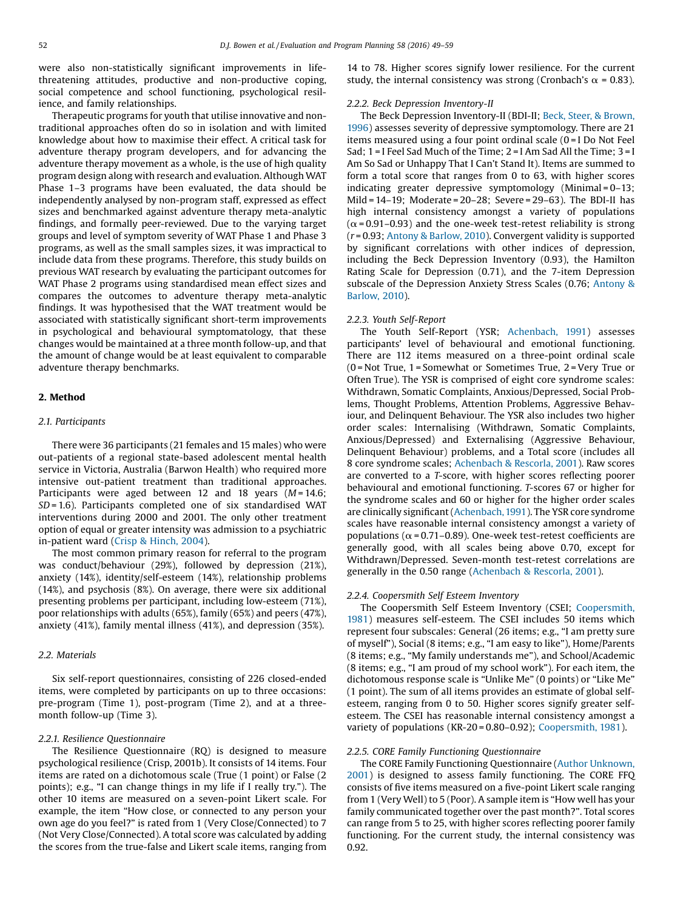were also non-statistically significant improvements in life-threatening attitudes, productive and non-productive coping, social competence and school functioning, psychological resilience, and family relationships.

Therapeutic programs for youth that utilise innovative and non-traditional approaches often do so in isolation and with limited knowledge about how to maximise their effect. A critical task for adventure therapy program developers, and for advancing the adventure therapy movement as a whole, is the use of high quality program design along with research and evaluation. Although WAT Phase 1–3 programs have been evaluated, the data should be independently analysed by non-program staff, expressed as effect sizes and benchmarked against adventure therapy meta-analytic findings, and formally peer-reviewed. Due to the varying target groups and level of symptom severity of WAT Phase 1 and Phase 3 programs, as well as the small samples sizes, it was impractical to include data from these programs. Therefore, this study builds on previous WAT research by evaluating the participant outcomes for WAT Phase 2 programs using standardised mean effect sizes and compares the outcomes to adventure therapy meta-analytic findings. It was hypothesised that the WAT treatment would be associated with statistically significant short-term improvements in psychological and behavioural symptomatology, that these changes would be maintained at a three month follow-up, and that the amount of change would be at least equivalent to comparable adventure therapy benchmarks.

## 2. Method

### 2.1. Participants

There were 36 participants (21 females and 15 males) who were out-patients of a regional state-based adolescent mental health service in Victoria, Australia (Barwon Health) who required more intensive out-patient treatment than traditional approaches. Participants were aged between 12 and 18 years ($M = 14.6$; $SD = 1.6$). Participants completed one of six standardised WAT interventions during 2000 and 2001. The only other treatment option of equal or greater intensity was admission to a psychiatric in-patient ward (Crisp & Hinch, 2004).

The most common primary reason for referral to the program was conduct/behaviour (29%), followed by depression (21%), anxiety (14%), identity/self-esteem (14%), relationship problems (14%), and psychosis (8%). On average, there were six additional presenting problems per participant, including low-esteem (71%), poor relationships with adults (65%), family (65%) and peers (47%), anxiety (41%), family mental illness (41%), and depression (35%).

### 2.2. Materials

Six self-report questionnaires, consisting of 226 closed-ended items, were completed by participants on up to three occasions: pre-program (Time 1), post-program (Time 2), and at a three-month follow-up (Time 3).

#### 2.2.1. Resilience Questionnaire

The Resilience Questionnaire (RQ) is designed to measure psychological resilience (Crisp, 2001b). It consists of 14 items. Four items are rated on a dichotomous scale (True (1 point) or False (2 points); e.g., "I can change things in my life if I really try."). The other 10 items are measured on a seven-point Likert scale. For example, the item "How close, or connected to any person your own age do you feel?" is rated from 1 (Very Close/Connected) to 7 (Not Very Close/Connected). A total score was calculated by adding the scores from the true-false and Likert scale items, ranging from 14 to 78. Higher scores signify lower resilience. For the current study, the internal consistency was strong (Cronbach's $\alpha = 0.83$).

#### 2.2.2. Beck Depression Inventory-II

The Beck Depression Inventory-II (BDI-II; Beck, Steer, & Brown, 1996) assesses severity of depressive symptomology. There are 21 items measured using a four point ordinal scale (0 = I Do Not Feel Sad; 1 = I Feel Sad Much of the Time; 2 = I Am Sad All the Time; 3 = I Am So Sad or Unhappy That I Can't Stand It). Items are summed to form a total score that ranges from 0 to 63, with higher scores indicating greater depressive symptomology (Minimal = 0–13; Mild = 14–19; Moderate = 20–28; Severe = 29–63). The BDI-II has high internal consistency amongst a variety of populations ($\alpha = 0.91–0.93$) and the one-week test-retest reliability is strong ($r = 0.93$; Antony & Barlow, 2010). Convergent validity is supported by significant correlations with other indices of depression, including the Beck Depression Inventory (0.93), the Hamilton Rating Scale for Depression (0.71), and the 7-item Depression subscale of the Depression Anxiety Stress Scales (0.76; Antony & Barlow, 2010).

#### 2.2.3. Youth Self-Report

The Youth Self-Report (YSR; Achenbach, 1991) assesses participants' level of behavioural and emotional functioning. There are 112 items measured on a three-point ordinal scale (0 = Not True, 1 = Somewhat or Sometimes True, 2 = Very True or Often True). The YSR is comprised of eight core syndrome scales: Withdrawn, Somatic Complaints, Anxious/Depressed, Social Problems, Thought Problems, Attention Problems, Aggressive Behaviour, and Delinquent Behaviour. The YSR also includes two higher order scales: Internalising (Withdrawn, Somatic Complaints, Anxious/Depressed) and Externalising (Aggressive Behaviour, Delinquent Behaviour) problems, and a Total score (includes all 8 core syndrome scales; Achenbach & Rescorla, 2001). Raw scores are converted to a *T*-score, with higher scores reflecting poorer behavioural and emotional functioning. *T*-scores 67 or higher for the syndrome scales and 60 or higher for the higher order scales are clinically significant (Achenbach, 1991). The YSR core syndrome scales have reasonable internal consistency amongst a variety of populations ($\alpha = 0.71–0.89$). One-week test-retest coefficients are generally good, with all scales being above 0.70, except for Withdrawn/Depressed. Seven-month test-retest correlations are generally in the 0.50 range (Achenbach & Rescorla, 2001).

#### 2.2.4. Coopersmith Self Esteem Inventory

The Coopersmith Self Esteem Inventory (CSEI; Coopersmith, 1981) measures self-esteem. The CSEI includes 50 items which represent four subscales: General (26 items; e.g., "I am pretty sure of myself"), Social (8 items; e.g., "I am easy to like"), Home/Parents (8 items; e.g., "My family understands me"), and School/Academic (8 items; e.g., "I am proud of my school work"). For each item, the dichotomous response scale is "Unlike Me" (0 points) or "Like Me" (1 point). The sum of all items provides an estimate of global self-esteem, ranging from 0 to 50. Higher scores signify greater self-esteem. The CSEI has reasonable internal consistency amongst a variety of populations (KR-20 = 0.80–0.92); Coopersmith, 1981).

#### 2.2.5. CORE Family Functioning Questionnaire

The CORE Family Functioning Questionnaire (Author Unknown, 2001) is designed to assess family functioning. The CORE FFQ consists of five items measured on a five-point Likert scale ranging from 1 (Very Well) to 5 (Poor). A sample item is "How well has your family communicated together over the past month?". Total scores can range from 5 to 25, with higher scores reflecting poorer family functioning. For the current study, the internal consistency was 0.92.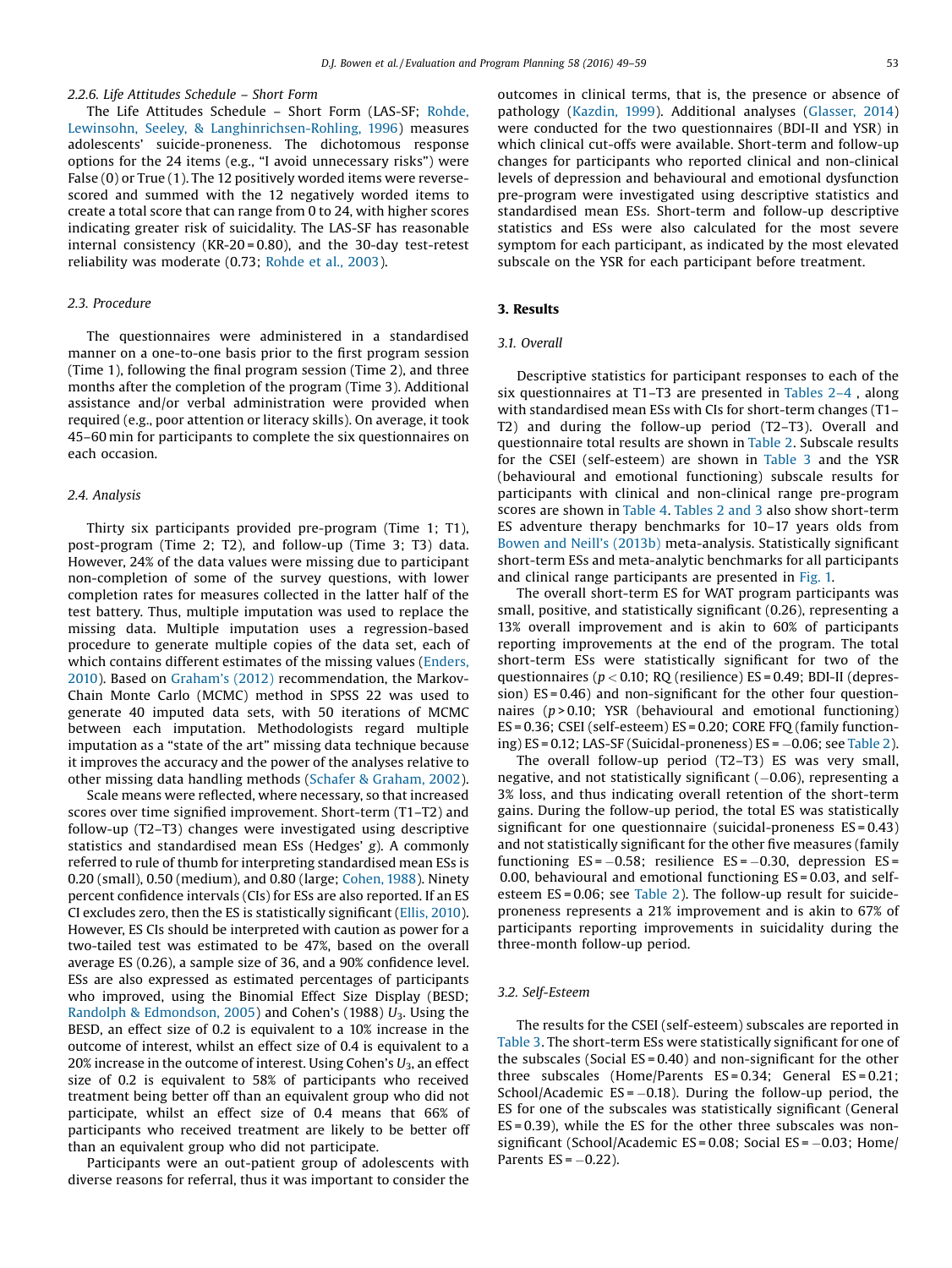#### 2.2.6. Life Attitudes Schedule – Short Form

The Life Attitudes Schedule – Short Form (LAS-SF; Rohde, Lewinsohn, Seeley, & Langhinrichsen-Rohling, 1996) measures adolescents' suicide-proneness. The dichotomous response options for the 24 items (e.g., "I avoid unnecessary risks") were False (0) or True (1). The 12 positively worded items were reverse-scored and summed with the 12 negatively worded items to create a total score that can range from 0 to 24, with higher scores indicating greater risk of suicidality. The LAS-SF has reasonable internal consistency (KR-20 = 0.80), and the 30-day test-retest reliability was moderate (0.73; Rohde et al., 2003).

### 2.3. Procedure

The questionnaires were administered in a standardised manner on a one-to-one basis prior to the first program session (Time 1), following the final program session (Time 2), and three months after the completion of the program (Time 3). Additional assistance and/or verbal administration were provided when required (e.g., poor attention or literacy skills). On average, it took 45–60 min for participants to complete the six questionnaires on each occasion.

### 2.4. Analysis

Thirty six participants provided pre-program (Time 1; T1), post-program (Time 2; T2), and follow-up (Time 3; T3) data. However, 24% of the data values were missing due to participant non-completion of some of the survey questions, with lower completion rates for measures collected in the latter half of the test battery. Thus, multiple imputation was used to replace the missing data. Multiple imputation uses a regression-based procedure to generate multiple copies of the data set, each of which contains different estimates of the missing values (Enders, 2010). Based on Graham's (2012) recommendation, the Markov-Chain Monte Carlo (MCMC) method in SPSS 22 was used to generate 40 imputed data sets, with 50 iterations of MCMC between each imputation. Methodologists regard multiple imputation as a "state of the art" missing data technique because it improves the accuracy and the power of the analyses relative to other missing data handling methods (Schafer & Graham, 2002).

Scale means were reflected, where necessary, so that increased scores over time signified improvement. Short-term (T1–T2) and follow-up (T2–T3) changes were investigated using descriptive statistics and standardised mean ESs (Hedges' *g*). A commonly referred to rule of thumb for interpreting standardised mean ESs is 0.20 (small), 0.50 (medium), and 0.80 (large; Cohen, 1988). Ninety percent confidence intervals (CIs) for ESs are also reported. If an ES CI excludes zero, then the ES is statistically significant (Ellis, 2010). However, ES CIs should be interpreted with caution as power for a two-tailed test was estimated to be 47%, based on the overall average ES (0.26), a sample size of 36, and a 90% confidence level. ESs are also expressed as estimated percentages of participants who improved, using the Binomial Effect Size Display (BESD; Randolph & Edmondson, 2005) and Cohen's (1988) $U_3$. Using the BESD, an effect size of 0.2 is equivalent to a 10% increase in the outcome of interest, whilst an effect size of 0.4 is equivalent to a 20% increase in the outcome of interest. Using Cohen's $U_3$, an effect size of 0.2 is equivalent to 58% of participants who received treatment being better off than an equivalent group who did not participate, whilst an effect size of 0.4 means that 66% of participants who received treatment are likely to be better off than an equivalent group who did not participate.

Participants were an out-patient group of adolescents with diverse reasons for referral, thus it was important to consider the outcomes in clinical terms, that is, the presence or absence of pathology (Kazdin, 1999). Additional analyses (Glasser, 2014) were conducted for the two questionnaires (BDI-II and YSR) in which clinical cut-offs were available. Short-term and follow-up changes for participants who reported clinical and non-clinical levels of depression and behavioural and emotional dysfunction pre-program were investigated using descriptive statistics and standardised mean ESs. Short-term and follow-up descriptive statistics and ESs were also calculated for the most severe symptom for each participant, as indicated by the most elevated subscale on the YSR for each participant before treatment.

## 3. Results

### 3.1. Overall

Descriptive statistics for participant responses to each of the six questionnaires at T1–T3 are presented in Tables 2–4 , along with standardised mean ESs with CIs for short-term changes (T1–T2) and during the follow-up period (T2–T3). Overall and questionnaire total results are shown in Table 2. Subscale results for the CSEI (self-esteem) are shown in Table 3 and the YSR (behavioural and emotional functioning) subscale results for participants with clinical and non-clinical range pre-program scores are shown in Table 4. Tables 2 and 3 also show short-term ES adventure therapy benchmarks for 10–17 years olds from Bowen and Neill's (2013b) meta-analysis. Statistically significant short-term ESs and meta-analytic benchmarks for all participants and clinical range participants are presented in Fig. 1.

The overall short-term ES for WAT program participants was small, positive, and statistically significant (0.26), representing a 13% overall improvement and is akin to 60% of participants reporting improvements at the end of the program. The total short-term ESs were statistically significant for two of the questionnaires ($p < 0.10$; RQ (resilience) ES = 0.49; BDI-II (depression) ES = 0.46) and non-significant for the other four questionnaires ($p > 0.10$; YSR (behavioural and emotional functioning) ES = 0.36; CSEI (self-esteem) ES = 0.20; CORE FFQ (family functioning) ES = 0.12; LAS-SF (Suicidal-proneness) ES = −0.06; see Table 2).

The overall follow-up period (T2–T3) ES was very small, negative, and not statistically significant (−0.06), representing a 3% loss, and thus indicating overall retention of the short-term gains. During the follow-up period, the total ES was statistically significant for one questionnaire (suicidal-proneness ES = 0.43) and not statistically significant for the other five measures (family functioning ES = −0.58; resilience ES = −0.30, depression ES = 0.00, behavioural and emotional functioning ES = 0.03, and self-esteem ES = 0.06; see Table 2). The follow-up result for suicide-proneness represents a 21% improvement and is akin to 67% of participants reporting improvements in suicidality during the three-month follow-up period.

### 3.2. Self-Esteem

The results for the CSEI (self-esteem) subscales are reported in Table 3. The short-term ESs were statistically significant for one of the subscales (Social ES = 0.40) and non-significant for the other three subscales (Home/Parents ES = 0.34; General ES = 0.21; School/Academic ES = −0.18). During the follow-up period, the ES for one of the subscales was statistically significant (General ES = 0.39), while the ES for the other three subscales was non-significant (School/Academic ES = 0.08; Social ES = −0.03; Home/Parents ES = −0.22).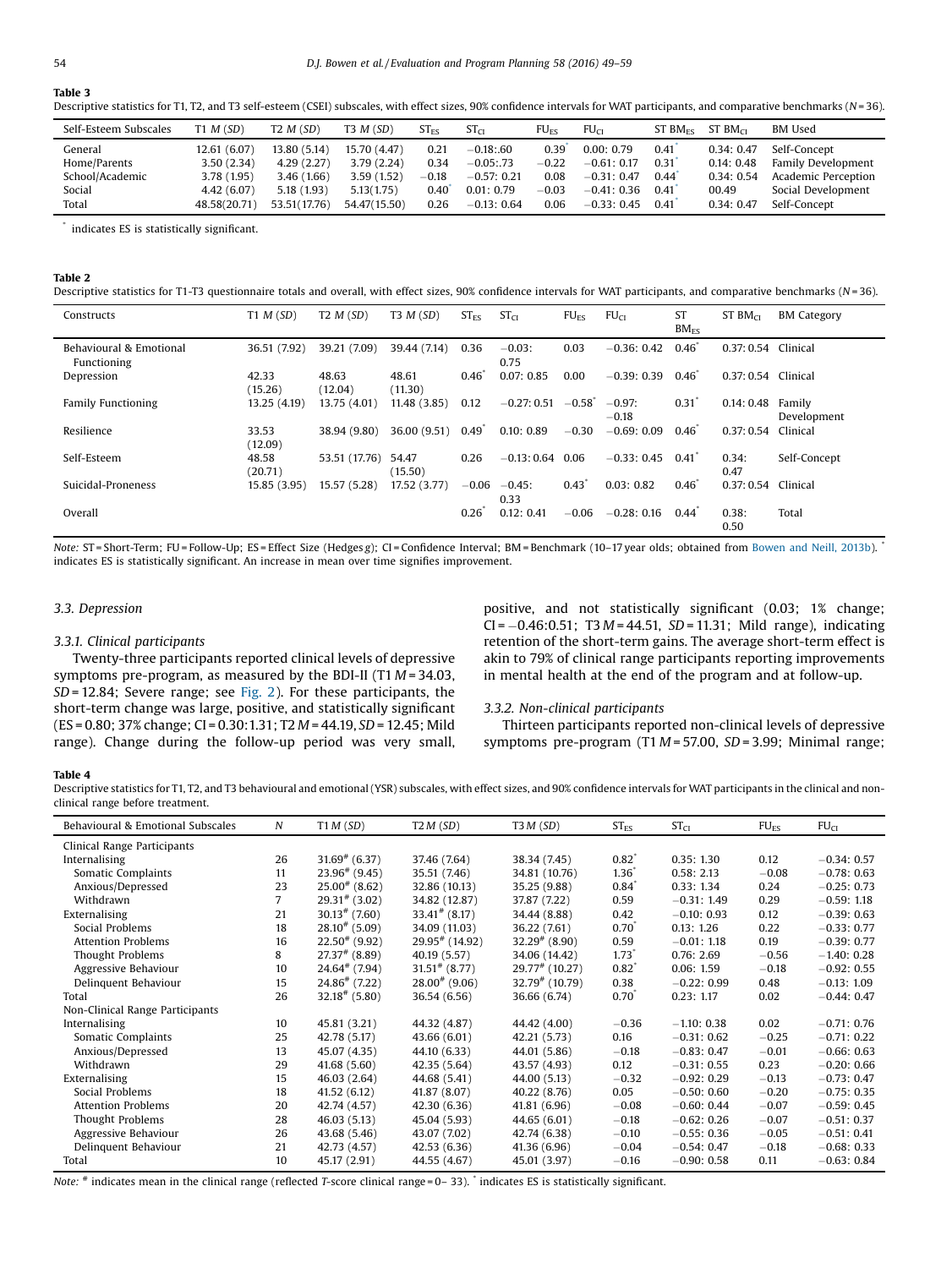**Table 3**
Descriptive statistics for T1, T2, and T3 self-esteem (CSEI) subscales, with effect sizes, 90% confidence intervals for WAT participants, and comparative benchmarks (N = 36).

| Self-Esteem Subscales | T1 M (SD) | T2 M (SD) | T3 M (SD) | $ST_{ES}$ | $ST_{CI}$ | $FU_{ES}$ | $FU_{CI}$ | ST $BM_{ES}$ | ST $BM_{CI}$ | BM Used |
|---|---|---|---|---|---|---|---|---|---|---|
| General | 12.61 (6.07) | 13.80 (5.14) | 15.70 (4.47) | 0.21 | −0.18:.60 | 0.39* | 0.00: 0.79 | 0.41* | 0.34: 0.47 | Self-Concept |
| Home/Parents | 3.50 (2.34) | 4.29 (2.27) | 3.79 (2.24) | 0.34 | −0.05:.73 | −0.22 | −0.61: 0.17 | 0.31* | 0.14: 0.48 | Family Development |
| School/Academic | 3.78 (1.95) | 3.46 (1.66) | 3.59 (1.52) | −0.18 | −0.57: 0.21 | 0.08 | −0.31: 0.47 | 0.44* | 0.34: 0.54 | Academic Perception |
| Social | 4.42 (6.07) | 5.18 (1.93) | 5.13(1.75) | 0.40* | 0.01: 0.79 | −0.03 | −0.41: 0.36 | 0.41* | 00.49 | Social Development |
| Total | 48.58(20.71) | 53.51(17.76) | 54.47(15.50) | 0.26 | −0.13: 0.64 | 0.06 | −0.33: 0.45 | 0.41* | 0.34: 0.47 | Self-Concept |

* indicates ES is statistically significant.

**Table 2**
Descriptive statistics for T1-T3 questionnaire totals and overall, with effect sizes, 90% confidence intervals for WAT participants, and comparative benchmarks (N = 36).

| Constructs | T1 M (SD) | T2 M (SD) | T3 M (SD) | $ST_{ES}$ | $ST_{CI}$ | $FU_{ES}$ | $FU_{CI}$ | ST $BM_{ES}$ | ST $BM_{CI}$ | BM Category |
|---|---|---|---|---|---|---|---|---|---|---|
| Behavioural & Emotional Functioning | 36.51 (7.92) | 39.21 (7.09) | 39.44 (7.14) | 0.36 | −0.03: 0.75 | 0.03 | −0.36: 0.42 | 0.46* | 0.37: 0.54 | Clinical |
| Depression | 42.33 (15.26) | 48.63 (12.04) | 48.61 (11.30) | 0.46* | 0.07: 0.85 | 0.00 | −0.39: 0.39 | 0.46* | 0.37: 0.54 | Clinical |
| Family Functioning | 13.25 (4.19) | 13.75 (4.01) | 11.48 (3.85) | 0.12 | −0.27: 0.51 | −0.58* | −0.97: −0.18 | 0.31* | 0.14: 0.48 | Family Development |
| Resilience | 33.53 (12.09) | 38.94 (9.80) | 36.00 (9.51) | 0.49* | 0.10: 0.89 | −0.30 | −0.69: 0.09 | 0.46* | 0.37: 0.54 | Clinical |
| Self-Esteem | 48.58 (20.71) | 53.51 (17.76) | 54.47 (15.50) | 0.26 | −0.13: 0.64 | 0.06 | −0.33: 0.45 | 0.41* | 0.34: 0.47 | Self-Concept |
| Suicidal-Proneness | 15.85 (3.95) | 15.57 (5.28) | 17.52 (3.77) | −0.06 | −0.45: 0.33 | 0.43* | 0.03: 0.82 | 0.46* | 0.37: 0.54 | Clinical |
| Overall | | | | 0.26* | 0.12: 0.41 | −0.06 | −0.28: 0.16 | 0.44* | 0.38: 0.50 | Total |

*Note:* ST = Short-Term; FU = Follow-Up; ES = Effect Size (Hedges g); CI = Confidence Interval; BM = Benchmark (10–17 year olds; obtained from Bowen and Neill, 2013b). * indicates ES is statistically significant. An increase in mean over time signifies improvement.

### 3.3. Depression

#### 3.3.1. Clinical participants

Twenty-three participants reported clinical levels of depressive symptoms pre-program, as measured by the BDI-II (T1 M = 34.03, SD = 12.84; Severe range; see Fig. 2). For these participants, the short-term change was large, positive, and statistically significant (ES = 0.80; 37% change; CI = 0.30:1.31; T2 M = 44.19, SD = 12.45; Mild range). Change during the follow-up period was very small, positive, and not statistically significant (0.03; 1% change; CI = −0.46:0.51; T3 M = 44.51, SD = 11.31; Mild range), indicating retention of the short-term gains. The average short-term effect is akin to 79% of clinical range participants reporting improvements in mental health at the end of the program and at follow-up.

#### 3.3.2. Non-clinical participants

Thirteen participants reported non-clinical levels of depressive symptoms pre-program (T1 M = 57.00, SD = 3.99; Minimal range;

**Table 4**
Descriptive statistics for T1, T2, and T3 behavioural and emotional (YSR) subscales, with effect sizes, and 90% confidence intervals for WAT participants in the clinical and non-clinical range before treatment.

| Behavioural & Emotional Subscales | N | T1 M (SD) | T2 M (SD) | T3 M (SD) | $ST_{ES}$ | $ST_{CI}$ | $FU_{ES}$ | $FU_{CI}$ |
|---|---|---|---|---|---|---|---|---|
| Clinical Range Participants | | | | | | | | |
| Internalising | 26 | 31.69# (6.37) | 37.46 (7.64) | 38.34 (7.45) | 0.82* | 0.35: 1.30 | 0.12 | −0.34: 0.57 |
| Somatic Complaints | 11 | 23.96# (9.45) | 35.51 (7.46) | 34.81 (10.76) | 1.36* | 0.58: 2.13 | −0.08 | −0.78: 0.63 |
| Anxious/Depressed | 23 | 25.00# (8.62) | 32.86 (10.13) | 35.25 (9.88) | 0.84* | 0.33: 1.34 | 0.24 | −0.25: 0.73 |
| Withdrawn | 7 | 29.31# (3.02) | 34.82 (12.87) | 37.87 (7.22) | 0.59 | −0.31: 1.49 | 0.29 | −0.59: 1.18 |
| Externalising | 21 | 30.13# (7.60) | 33.41# (8.17) | 34.44 (8.88) | 0.42 | −0.10: 0.93 | 0.12 | −0.39: 0.63 |
| Social Problems | 18 | 28.10# (5.09) | 34.09 (11.03) | 36.22 (7.61) | 0.70* | 0.13: 1.26 | 0.22 | −0.33: 0.77 |
| Attention Problems | 16 | 22.50# (9.92) | 29.95# (14.92) | 32.29# (8.90) | 0.59 | −0.01: 1.18 | 0.19 | −0.39: 0.77 |
| Thought Problems | 8 | 27.37# (8.89) | 40.19 (5.57) | 34.06 (14.42) | 1.73* | 0.76: 2.69 | −0.56 | −1.40: 0.28 |
| Aggressive Behaviour | 10 | 24.64# (7.94) | 31.51# (8.77) | 29.77# (10.27) | 0.82* | 0.06: 1.59 | −0.18 | −0.92: 0.55 |
| Delinquent Behaviour | 15 | 24.86# (7.22) | 28.00# (9.06) | 32.79# (10.79) | 0.38 | −0.22: 0.99 | 0.48 | −0.13: 1.09 |
| Total | 26 | 32.18# (5.80) | 36.54 (6.56) | 36.66 (6.74) | 0.70* | 0.23: 1.17 | 0.02 | −0.44: 0.47 |
| Non-Clinical Range Participants | | | | | | | | |
| Internalising | 10 | 45.81 (3.21) | 44.32 (4.87) | 44.42 (4.00) | −0.36 | −1.10: 0.38 | 0.02 | −0.71: 0.76 |
| Somatic Complaints | 25 | 42.78 (5.17) | 43.66 (6.01) | 42.21 (5.73) | 0.16 | −0.31: 0.62 | −0.25 | −0.71: 0.22 |
| Anxious/Depressed | 13 | 45.07 (4.35) | 44.10 (6.33) | 44.01 (5.86) | −0.18 | −0.83: 0.47 | −0.01 | −0.66: 0.63 |
| Withdrawn | 29 | 41.68 (5.60) | 42.35 (5.64) | 43.57 (4.93) | 0.12 | −0.31: 0.55 | 0.23 | −0.20: 0.66 |
| Externalising | 15 | 46.03 (2.64) | 44.68 (5.41) | 44.00 (5.13) | −0.32 | −0.92: 0.29 | −0.13 | −0.73: 0.47 |
| Social Problems | 18 | 41.52 (6.12) | 41.87 (8.07) | 40.22 (8.76) | 0.05 | −0.50: 0.60 | −0.20 | −0.75: 0.35 |
| Attention Problems | 20 | 42.74 (4.57) | 42.30 (6.36) | 41.81 (6.96) | −0.08 | −0.60: 0.44 | −0.07 | −0.59: 0.45 |
| Thought Problems | 28 | 46.03 (5.13) | 45.04 (5.93) | 44.65 (6.01) | −0.18 | −0.62: 0.26 | −0.07 | −0.51: 0.37 |
| Aggressive Behaviour | 26 | 43.68 (5.46) | 43.07 (7.02) | 42.74 (6.38) | −0.10 | −0.55: 0.36 | −0.05 | −0.51: 0.41 |
| Delinquent Behaviour | 21 | 42.73 (4.57) | 42.53 (6.36) | 41.36 (6.96) | −0.04 | −0.54: 0.47 | −0.18 | −0.68: 0.33 |
| Total | 10 | 45.17 (2.91) | 44.55 (4.67) | 45.01 (3.97) | −0.16 | −0.90: 0.58 | 0.11 | −0.63: 0.84 |

*Note:* # indicates mean in the clinical range (reflected T-score clinical range = 0– 33). * indicates ES is statistically significant.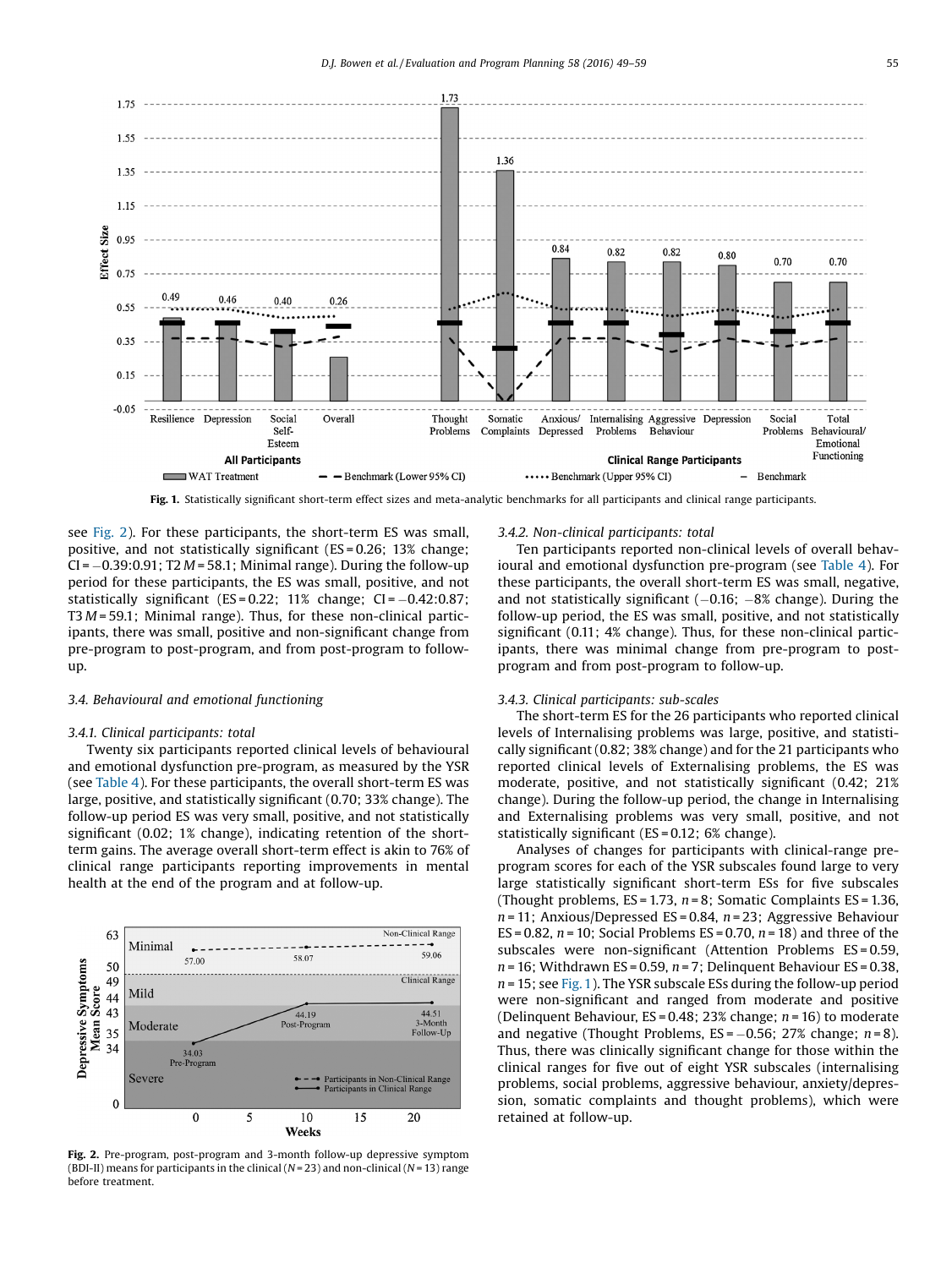Fig. 1. Statistically significant short-term effect sizes and meta-analytic benchmarks for all participants and clinical range participants.

see Fig. 2). For these participants, the short-term ES was small, positive, and not statistically significant (ES = 0.26; 13% change; CI = −0.39:0.91; T2 $M$ = 58.1; Minimal range). During the follow-up period for these participants, the ES was small, positive, and not statistically significant (ES = 0.22; 11% change; CI = −0.42:0.87; T3 $M$ = 59.1; Minimal range). Thus, for these non-clinical participants, there was small, positive and non-significant change from pre-program to post-program, and from post-program to follow-up.

### 3.4. Behavioural and emotional functioning

#### 3.4.1. Clinical participants: total

Twenty six participants reported clinical levels of behavioural and emotional dysfunction pre-program, as measured by the YSR (see Table 4). For these participants, the overall short-term ES was large, positive, and statistically significant (0.70; 33% change). The follow-up period ES was very small, positive, and not statistically significant (0.02; 1% change), indicating retention of the short-term gains. The average overall short-term effect is akin to 76% of clinical range participants reporting improvements in mental health at the end of the program and at follow-up.

Fig. 2. Pre-program, post-program and 3-month follow-up depressive symptom (BDI-II) means for participants in the clinical ($N$ = 23) and non-clinical ($N$ = 13) range before treatment.

#### 3.4.2. Non-clinical participants: total

Ten participants reported non-clinical levels of overall behavioural and emotional dysfunction pre-program (see Table 4). For these participants, the overall short-term ES was small, negative, and not statistically significant (−0.16; −8% change). During the follow-up period, the ES was small, positive, and not statistically significant (0.11; 4% change). Thus, for these non-clinical participants, there was minimal change from pre-program to post-program and from post-program to follow-up.

#### 3.4.3. Clinical participants: sub-scales

The short-term ES for the 26 participants who reported clinical levels of Internalising problems was large, positive, and statistically significant (0.82; 38% change) and for the 21 participants who reported clinical levels of Externalising problems, the ES was moderate, positive, and not statistically significant (0.42; 21% change). During the follow-up period, the change in Internalising and Externalising problems was very small, positive, and not statistically significant (ES = 0.12; 6% change).

Analyses of changes for participants with clinical-range pre-program scores for each of the YSR subscales found large to very large statistically significant short-term ESs for five subscales (Thought problems, ES = 1.73, $n$ = 8; Somatic Complaints ES = 1.36, $n$ = 11; Anxious/Depressed ES = 0.84, $n$ = 23; Aggressive Behaviour ES = 0.82, $n$ = 10; Social Problems ES = 0.70, $n$ = 18) and three of the subscales were non-significant (Attention Problems ES = 0.59, $n$ = 16; Withdrawn ES = 0.59, $n$ = 7; Delinquent Behaviour ES = 0.38, $n$ = 15; see Fig. 1). The YSR subscale ESs during the follow-up period were non-significant and ranged from moderate and positive (Delinquent Behaviour, ES = 0.48; 23% change; $n$ = 16) to moderate and negative (Thought Problems, ES = −0.56; 27% change; $n$ = 8). Thus, there was clinically significant change for those within the clinical ranges for five out of eight YSR subscales (internalising problems, social problems, aggressive behaviour, anxiety/depression, somatic complaints and thought problems), which were retained at follow-up.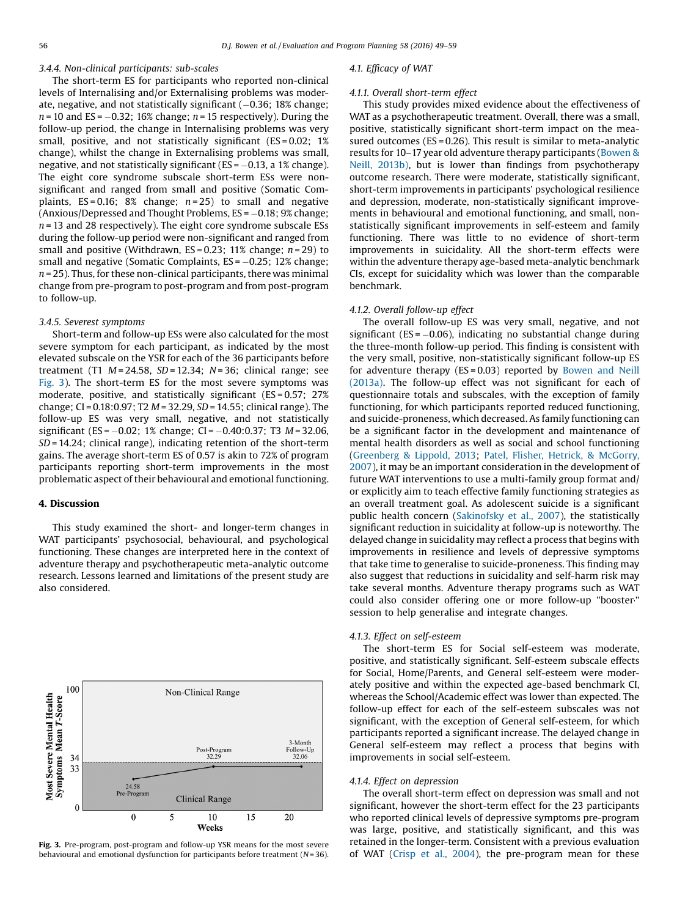#### 3.4.4. Non-clinical participants: sub-scales

The short-term ES for participants who reported non-clinical levels of Internalising and/or Externalising problems was moderate, negative, and not statistically significant (−0.36; 18% change; $n$ = 10 and ES = −0.32; 16% change; $n$ = 15 respectively). During the follow-up period, the change in Internalising problems was very small, positive, and not statistically significant (ES = 0.02; 1% change), whilst the change in Externalising problems was small, negative, and not statistically significant (ES = −0.13, a 1% change). The eight core syndrome subscale short-term ESs were non-significant and ranged from small and positive (Somatic Complaints, ES = 0.16; 8% change; $n$ = 25) to small and negative (Anxious/Depressed and Thought Problems, ES = −0.18; 9% change; $n$ = 13 and 28 respectively). The eight core syndrome subscale ESs during the follow-up period were non-significant and ranged from small and positive (Withdrawn, ES = 0.23; 11% change; $n$ = 29) to small and negative (Somatic Complaints, ES = −0.25; 12% change; $n$ = 25). Thus, for these non-clinical participants, there was minimal change from pre-program to post-program and from post-program to follow-up.

#### 3.4.5. Severest symptoms

Short-term and follow-up ESs were also calculated for the most severe symptom for each participant, as indicated by the most elevated subscale on the YSR for each of the 36 participants before treatment (T1 $M$ = 24.58, $SD$ = 12.34; $N$ = 36; clinical range; see Fig. 3). The short-term ES for the most severe symptoms was moderate, positive, and statistically significant (ES = 0.57; 27% change; CI = 0.18:0.97; T2 $M$ = 32.29, $SD$ = 14.55; clinical range). The follow-up ES was very small, negative, and not statistically significant (ES = −0.02; 1% change; CI = −0.40:0.37; T3 $M$ = 32.06, $SD$ = 14.24; clinical range), indicating retention of the short-term gains. The average short-term ES of 0.57 is akin to 72% of program participants reporting short-term improvements in the most problematic aspect of their behavioural and emotional functioning.

Fig. 3. Pre-program, post-program and follow-up YSR means for the most severe behavioural and emotional dysfunction for participants before treatment ($N$ = 36).

## 4. Discussion

This study examined the short- and longer-term changes in WAT participants' psychosocial, behavioural, and psychological functioning. These changes are interpreted here in the context of adventure therapy and psychotherapeutic meta-analytic outcome research. Lessons learned and limitations of the present study are also considered.

### 4.1. Efficacy of WAT

#### 4.1.1. Overall short-term effect

This study provides mixed evidence about the effectiveness of WAT as a psychotherapeutic treatment. Overall, there was a small, positive, statistically significant short-term impact on the measured outcomes (ES = 0.26). This result is similar to meta-analytic results for 10–17 year old adventure therapy participants (Bowen & Neill, 2013b), but is lower than findings from psychotherapy outcome research. There were moderate, statistically significant, short-term improvements in participants' psychological resilience and depression, moderate, non-statistically significant improvements in behavioural and emotional functioning, and small, non-statistically significant improvements in self-esteem and family functioning. There was little to no evidence of short-term improvements in suicidality. All the short-term effects were within the adventure therapy age-based meta-analytic benchmark CIs, except for suicidality which was lower than the comparable benchmark.

#### 4.1.2. Overall follow-up effect

The overall follow-up ES was very small, negative, and not significant (ES = −0.06), indicating no substantial change during the three-month follow-up period. This finding is consistent with the very small, positive, non-statistically significant follow-up ES for adventure therapy (ES = 0.03) reported by Bowen and Neill (2013a). The follow-up effect was not significant for each of questionnaire totals and subscales, with the exception of family functioning, for which participants reported reduced functioning, and suicide-proneness, which decreased. As family functioning can be a significant factor in the development and maintenance of mental health disorders as well as social and school functioning (Greenberg & Lippold, 2013; Patel, Flisher, Hetrick, & McGorry, 2007), it may be an important consideration in the development of future WAT interventions to use a multi-family group format and/or explicitly aim to teach effective family functioning strategies as an overall treatment goal. As adolescent suicide is a significant public health concern (Sakinofsky et al., 2007), the statistically significant reduction in suicidality at follow-up is noteworthy. The delayed change in suicidality may reflect a process that begins with improvements in resilience and levels of depressive symptoms that take time to generalise to suicide-proneness. This finding may also suggest that reductions in suicidality and self-harm risk may take several months. Adventure therapy programs such as WAT could also consider offering one or more follow-up "booster" session to help generalise and integrate changes.

#### 4.1.3. Effect on self-esteem

The short-term ES for Social self-esteem was moderate, positive, and statistically significant. Self-esteem subscale effects for Social, Home/Parents, and General self-esteem were moderately positive and within the expected age-based benchmark CI, whereas the School/Academic effect was lower than expected. The follow-up effect for each of the self-esteem subscales was not significant, with the exception of General self-esteem, for which participants reported a significant increase. The delayed change in General self-esteem may reflect a process that begins with improvements in social self-esteem.

#### 4.1.4. Effect on depression

The overall short-term effect on depression was small and not significant, however the short-term effect for the 23 participants who reported clinical levels of depressive symptoms pre-program was large, positive, and statistically significant, and this was retained in the longer-term. Consistent with a previous evaluation of WAT (Crisp et al., 2004), the pre-program mean for these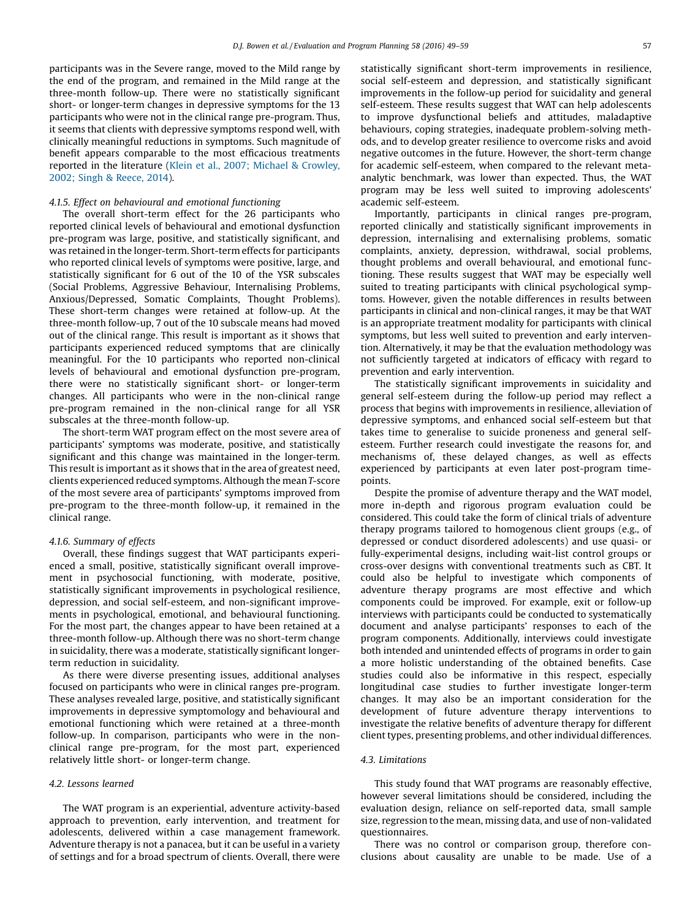participants was in the Severe range, moved to the Mild range by the end of the program, and remained in the Mild range at the three-month follow-up. There were no statistically significant short- or longer-term changes in depressive symptoms for the 13 participants who were not in the clinical range pre-program. Thus, it seems that clients with depressive symptoms respond well, with clinically meaningful reductions in symptoms. Such magnitude of benefit appears comparable to the most efficacious treatments reported in the literature (Klein et al., 2007; Michael & Crowley, 2002; Singh & Reece, 2014).

#### 4.1.5. Effect on behavioural and emotional functioning

The overall short-term effect for the 26 participants who reported clinical levels of behavioural and emotional dysfunction pre-program was large, positive, and statistically significant, and was retained in the longer-term. Short-term effects for participants who reported clinical levels of symptoms were positive, large, and statistically significant for 6 out of the 10 of the YSR subscales (Social Problems, Aggressive Behaviour, Internalising Problems, Anxious/Depressed, Somatic Complaints, Thought Problems). These short-term changes were retained at follow-up. At the three-month follow-up, 7 out of the 10 subscale means had moved out of the clinical range. This result is important as it shows that participants experienced reduced symptoms that are clinically meaningful. For the 10 participants who reported non-clinical levels of behavioural and emotional dysfunction pre-program, there were no statistically significant short- or longer-term changes. All participants who were in the non-clinical range pre-program remained in the non-clinical range for all YSR subscales at the three-month follow-up.

The short-term WAT program effect on the most severe area of participants' symptoms was moderate, positive, and statistically significant and this change was maintained in the longer-term. This result is important as it shows that in the area of greatest need, clients experienced reduced symptoms. Although the mean *T*-score of the most severe area of participants' symptoms improved from pre-program to the three-month follow-up, it remained in the clinical range.

#### 4.1.6. Summary of effects

Overall, these findings suggest that WAT participants experienced a small, positive, statistically significant overall improvement in psychosocial functioning, with moderate, positive, statistically significant improvements in psychological resilience, depression, and social self-esteem, and non-significant improvements in psychological, emotional, and behavioural functioning. For the most part, the changes appear to have been retained at a three-month follow-up. Although there was no short-term change in suicidality, there was a moderate, statistically significant longer-term reduction in suicidality.

As there were diverse presenting issues, additional analyses focused on participants who were in clinical ranges pre-program. These analyses revealed large, positive, and statistically significant improvements in depressive symptomology and behavioural and emotional functioning which were retained at a three-month follow-up. In comparison, participants who were in the non-clinical range pre-program, for the most part, experienced relatively little short- or longer-term change.

### 4.2. Lessons learned

The WAT program is an experiential, adventure activity-based approach to prevention, early intervention, and treatment for adolescents, delivered within a case management framework. Adventure therapy is not a panacea, but it can be useful in a variety of settings and for a broad spectrum of clients. Overall, there were statistically significant short-term improvements in resilience, social self-esteem and depression, and statistically significant improvements in the follow-up period for suicidality and general self-esteem. These results suggest that WAT can help adolescents to improve dysfunctional beliefs and attitudes, maladaptive behaviours, coping strategies, inadequate problem-solving methods, and to develop greater resilience to overcome risks and avoid negative outcomes in the future. However, the short-term change for academic self-esteem, when compared to the relevant meta-analytic benchmark, was lower than expected. Thus, the WAT program may be less well suited to improving adolescents' academic self-esteem.

Importantly, participants in clinical ranges pre-program, reported clinically and statistically significant improvements in depression, internalising and externalising problems, somatic complaints, anxiety, depression, withdrawal, social problems, thought problems and overall behavioural, and emotional functioning. These results suggest that WAT may be especially well suited to treating participants with clinical psychological symptoms. However, given the notable differences in results between participants in clinical and non-clinical ranges, it may be that WAT is an appropriate treatment modality for participants with clinical symptoms, but less well suited to prevention and early intervention. Alternatively, it may be that the evaluation methodology was not sufficiently targeted at indicators of efficacy with regard to prevention and early intervention.

The statistically significant improvements in suicidality and general self-esteem during the follow-up period may reflect a process that begins with improvements in resilience, alleviation of depressive symptoms, and enhanced social self-esteem but that takes time to generalise to suicide proneness and general self-esteem. Further research could investigate the reasons for, and mechanisms of, these delayed changes, as well as effects experienced by participants at even later post-program time-points.

Despite the promise of adventure therapy and the WAT model, more in-depth and rigorous program evaluation could be considered. This could take the form of clinical trials of adventure therapy programs tailored to homogenous client groups (e.g., of depressed or conduct disordered adolescents) and use quasi- or fully-experimental designs, including wait-list control groups or cross-over designs with conventional treatments such as CBT. It could also be helpful to investigate which components of adventure therapy programs are most effective and which components could be improved. For example, exit or follow-up interviews with participants could be conducted to systematically document and analyse participants' responses to each of the program components. Additionally, interviews could investigate both intended and unintended effects of programs in order to gain a more holistic understanding of the obtained benefits. Case studies could also be informative in this respect, especially longitudinal case studies to further investigate longer-term changes. It may also be an important consideration for the development of future adventure therapy interventions to investigate the relative benefits of adventure therapy for different client types, presenting problems, and other individual differences.

### 4.3. Limitations

This study found that WAT programs are reasonably effective, however several limitations should be considered, including the evaluation design, reliance on self-reported data, small sample size, regression to the mean, missing data, and use of non-validated questionnaires.

There was no control or comparison group, therefore conclusions about causality are unable to be made. Use of a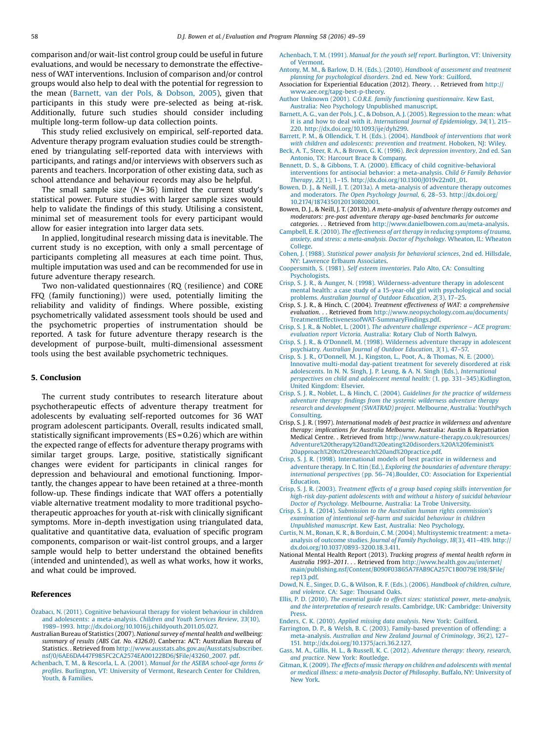comparison and/or wait-list control group could be useful in future evaluations, and would be necessary to demonstrate the effectiveness of WAT interventions. Inclusion of comparison and/or control groups would also help to deal with the potential for regression to the mean (Barnett, van der Pols, & Dobson, 2005), given that participants in this study were pre-selected as being at-risk. Additionally, future such studies should consider including multiple long-term follow-up data collection points.

This study relied exclusively on empirical, self-reported data. Adventure therapy program evaluation studies could be strengthened by triangulating self-reported data with interviews with participants, and ratings and/or interviews with observers such as parents and teachers. Incorporation of other existing data, such as school attendance and behaviour records may also be helpful.

The small sample size ($N = 36$) limited the current study's statistical power. Future studies with larger sample sizes would help to validate the findings of this study. Utilising a consistent, minimal set of measurement tools for every participant would allow for easier integration into larger data sets.

In applied, longitudinal research missing data is inevitable. The current study is no exception, with only a small percentage of participants completing all measures at each time point. Thus, multiple imputation was used and can be recommended for use in future adventure therapy research.

Two non-validated questionnaires (RQ (resilience) and CORE FFQ (family functioning)) were used, potentially limiting the reliability and validity of findings. Where possible, existing psychometrically validated assessment tools should be used and the psychometric properties of instrumentation should be reported. A task for future adventure therapy research is the development of purpose-built, multi-dimensional assessment tools using the best available psychometric techniques.

## 5. Conclusion

The current study contributes to research literature about psychotherapeutic effects of adventure therapy treatment for adolescents by evaluating self-reported outcomes for 36 WAT program adolescent participants. Overall, results indicated small, statistically significant improvements (ES = 0.26) which are within the expected range of effects for adventure therapy programs with similar target groups. Large, positive, statistically significant changes were evident for participants in clinical ranges for depression and behavioural and emotional functioning. Importantly, the changes appear to have been retained at a three-month follow-up. These findings indicate that WAT offers a potentially viable alternative treatment modality to more traditional psychotherapeutic approaches for youth at-risk with clinically significant symptoms. More in-depth investigation using triangulated data, qualitative and quantitative data, evaluation of specific program components, comparison or wait-list control groups, and a larger sample would help to better understand the obtained benefits (intended and unintended), as well as what works, how it works, and what could be improved.

## References

Özabacı, N. (2011). Cognitive behavioural therapy for violent behaviour in children and adolescents: a meta-analysis. *Children and Youth Services Review*, *33*(10), 1989–1993. http://dx.doi.org/10.1016/j.childyouth.2011.05.027.

Australian Bureau of Statistics (2007). *National survey of mental health and wellbeing: summary of results (ABS Cat. No. 4326.0)*. Canberra: ACT: Australian Bureau of Statistics. . Retrieved from http://www.ausstats.abs.gov.au/Ausstats/subscriber.nsf/0/6AE6DA447F985FC2CA2574EA00122BD6/$File/43260_2007. pdf.

Achenbach, T. M., & Rescorla, L. A. (2001). *Manual for the ASEBA school-age forms & profiles*. Burlington, VT: University of Vermont, Research Center for Children, Youth, & Families.

Achenbach, T. M. (1991). *Manual for the youth self report*. Burlington, VT: University of Vermont.

Antony, M. M., & Barlow, D. H. (Eds.). (2010). *Handbook of assessment and treatment planning for psychological disorders*. 2nd ed. New York: Guilford.

Association for Experiential Education (2012). *Theory*. . . Retrieved from http://www.aee.org/tapg-best-p-theory.

Author Unknown (2001). *C.O.R.E. family functioning questionnaire*. Kew East, Australia: Neo Psychology Unpublished manuscript.

Barnett, A. G., van der Pols, J. C., & Dobson, A. J. (2005). Regression to the mean: what it is and how to deal with it. *International Journal of Epidemiology*, *34*(1), 215–220. http://dx.doi.org/10.1093/ije/dyh299.

Barrett, P. M., & Ollendick, T. H. (Eds.). (2004). *Handbook of interventions that work with children and adolescents: prevention and treatment*. Hoboken, NJ: Wiley.

Beck, A. T., Steer, R. A., & Brown, G. K. (1996). *Beck depression inventory*, 2nd ed. San Antonio, TX: Harcourt Brace & Company.

Bennett, D. S., & Gibbons, T. A. (2000). Efficacy of child cognitive-behavioral interventions for antisocial behavior: a meta-analysis. *Child & Family Behavior Therapy*, *22*(1), 1–15. http://dx.doi.org/10.1300/J019v22n01_01.

Bowen, D. J., & Neill, J. T. (2013a). A meta-analysis of adventure therapy outcomes and moderators. *The Open Psychology Journal*, *6*, 28–53. http://dx.doi.org/10.2174/1874350120130802001.

Bowen, D. J., & Neill, J. T. (2013b). *A meta-analysis of adventure therapy outcomes and moderators: pre-post adventure therapy age-based benchmarks for outcome categories*. . . Retrieved from http://www.danielbowen.com.au/meta-analysis.

Campbell, E. R. (2010). *The effectiveness of art therapy in reducing symptoms of trauma, anxiety, and stress: a meta-analysis. Doctor of Psychology*. Wheaton, IL: Wheaton College.

Cohen, J. (1988). *Statistical power analysis for behavioral sciences*, 2nd ed. Hillsdale, NY: Lawrence Erlbaum Associates.

Coopersmith, S. (1981). *Self esteem inventories*. Palo Alto, CA: Consulting Psychologists.

Crisp, S. J. R., & Aunger, N. (1998). Wilderness-adventure therapy in adolescent mental health: a case study of a 15-year-old girl with psychological and social problems. *Australian Journal of Outdoor Education*, *2*(3), 17–25.

Crisp, S. J. R., & Hinch, C. (2004). *Treatment effectiveness of WAT: a comprehensive evaluation*. . . Retrieved from http://www.neopsychology.com.au/documents/TreatmentEffectivenessofWAT-SummaryFindings.pdf.

Crisp, S. J. R., & Noblet, L. (2001). *The adventure challenge experience – ACE program: evaluation report Victoria*. Australia: Rotary Club of North Balwyn.

Crisp, S. J. R., & O'Donnell, M. (1998). Wilderness adventure therapy in adolescent psychiatry. *Australian Journal of Outdoor Education*, *3*(1), 47–57.

Crisp, S. J. R., O'Donnell, M. J., Kingston, L., Poot, A., & Thomas, N. E. (2000). Innovative multi-modal day-patient treatment for severely disordered at risk adolescents. In N. N. Singh, J. P. Leung, & A. N. Singh (Eds.), *International perspectives on child and adolescent mental health:* (1. pp. 331–345).Kidlington, United Kingdom: Elsevier.

Crisp, S. J. R., Noblet, L., & Hinch, C. (2004). *Guidelines for the practice of wilderness adventure therapy: findings from the systemic wilderness adventure therapy research and development (SWATRAD) project*. Melbourne, Australia: YouthPsych Consulting.

Crisp, S. J. R. (1997). *International models of best practice in wilderness and adventure therapy: implications for Australia Melbourne*. Australia: Austin & Repatriation Medical Centre. . Retrieved from http://www.nature-therapy.co.uk/resources/Adventure%20therapy%20and%20eating%20disorders.%20A%20feminist%20approach%20to%20research%20and%20practice.pdf.

Crisp, S. J. R. (1998). International models of best practice in wilderness and adventure therapy. In C. Itin (Ed.), *Exploring the boundaries of adventure therapy: international perspectives* (pp. 56–74).Boulder, CO: Association for Experiential Education.

Crisp, S. J. R. (2003). *Treatment effects of a group based coping skills intervention for high-risk day-patient adolescents with and without a history of suicidal behaviour Doctor of Psychology*. Melbourne, Australia: La Trobe University.

Crisp, S. J. R. (2014). *Submission to the Australian human rights commission's examination of intentional self-harm and suicidal behaviour in children Unpublished manuscript*. Kew East, Australia: Neo Psychology.

Curtis, N. M., Ronan, K. R., & Borduin, C. M. (2004). Multisystemic treatment: a meta-analysis of outcome studies. *Journal of Family Psychology*, *18*(3), 411–419. http://dx.doi.org/10.1037/0893-3200.18.3.411.

National Mental Health Report (2013). *Tracking progress of mental health reform in Australia 1993–2011*. . . Retrieved from http://www.health.gov.au/internet/main/publishing.nsf/Content/B090F03865A7FAB9CA257C1B0079E198/$File/rep13.pdf.

Dowd, N. E., Singer, D. G., & Wilson, R. F. (Eds.). (2006). *Handbook of children, culture, and violence*. CA: Sage: Thousand Oaks.

Ellis, P. D. (2010). *The essential guide to effect sizes: statistical power, meta-analysis, and the interpretation of research results*. Cambridge, UK: Cambridge: University Press.

Enders, C. K. (2010). *Applied missing data analysis*. New York: Guilford.

Farrington, D. P., & Welsh, B. C. (2003). Family-based prevention of offending: a meta-analysis. *Australian and New Zealand Journal of Criminology*, *36*(2), 127–151. http://dx.doi.org/10.1375/acri.36.2.127.

Gass, M. A., Gillis, H. L., & Russell, K. C. (2012). *Adventure therapy: theory, research, and practice*. New York: Routledge.

Gitman, K. (2009). *The effects of music therapy on children and adolescents with mental or medical illness: a meta-analysis Doctor of Philosophy*. Buffalo, NY: University of New York.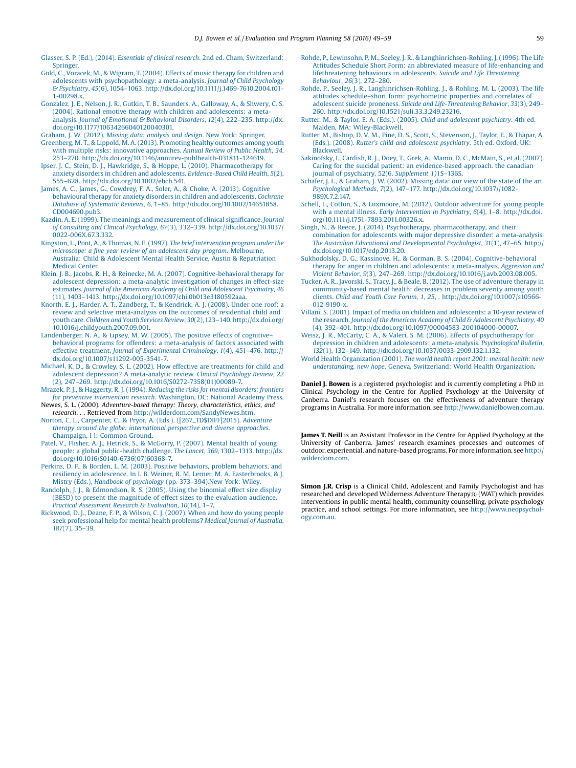Glasser, S. P. (Ed.), (2014). *Essentials of clinical research*. 2nd ed. Cham, Switzerland: Springer.

Gold, C., Voracek, M., & Wigram, T. (2004). Effects of music therapy for children and adolescents with psychopathology: a meta-analysis. *Journal of Child Psychology & Psychiatry*, *45*(6), 1054–1063. http://dx.doi.org/10.1111/j.1469-7610.2004.t01-1-00298.x.

Gonzalez, J. E., Nelson, J. R., Gutkin, T. B., Saunders, A., Galloway, A., & Shwery, C. S. (2004). Rational emotive therapy with children and adolescents: a meta-analysis. *Journal of Emotional & Behavioral Disorders*, *12*(4), 222–235. http://dx.doi.org/10.1177/10634266040120040301.

Graham, J. W. (2012). *Missing data: analysis and design*. New York: Springer.

Greenberg, M. T., & Lippold, M. A. (2013). Promoting healthy outcomes among youth with multiple risks: innovative approaches. *Annual Review of Public Health*, *34*, 253–270. http://dx.doi.org/10.1146/annurev-publhealth-031811-124619.

Ipser, J. C., Stein, D. J., Hawkridge, S., & Hoppe, L. (2010). Pharmacotherapy for anxiety disorders in children and adolescents. *Evidence-Based Child Health*, *5*(2), 555–628. http://dx.doi.org/10.1002/ebch.541.

James, A. C., James, G., Cowdrey, F. A., Soler, A., & Choke, A. (2013). Cognitive behavioural therapy for anxiety disorders in children and adolescents. *Cochrane Database of Systematic Reviews*, *6*, 1–85. http://dx.doi.org/10.1002/14651858.CD004690.pub3.

Kazdin, A. E. (1999). The meanings and measurement of clinical significance. *Journal of Consulting and Clinical Psychology*, *67*(3), 332–339. http://dx.doi.org/10.1037/0022-006X.67.3.332.

Kingston, L., Poot, A., & Thomas, N. E. (1997). *The brief intervention program under the microscope: a five year review of an adolescent day program*. Melbourne, Australia: Child & Adolescent Mental Health Service, Austin & Repatriation Medical Center.

Klein, J. B., Jacobs, R. H., & Reinecke, M. A. (2007). Cognitive-behavioral therapy for adolescent depression: a meta-analytic investigation of changes in effect-size estimates. *Journal of the American Academy of Child and Adolescent Psychiatry*, *46*(11), 1403–1413. http://dx.doi.org/10.1097/chi.0b013e3180592aaa.

Knorth, E. J., Harder, A. T., Zandberg, T., & Kendrick, A. J. (2008). Under one roof: a review and selective meta-analysis on the outcomes of residential child and youth care. *Children and Youth Services Review*, *30*(2), 123–140. http://dx.doi.org/10.1016/j.childyouth.2007.09.001.

Landenberger, N. A., & Lipsey, M. W. (2005). The positive effects of cognitive–behavioral programs for offenders: a meta-analysis of factors associated with effective treatment. *Journal of Experimental Criminology*, *1*(4), 451–476. http://dx.doi.org/10.1007/s11292-005-3541-7.

Michael, K. D., & Crowley, S. L. (2002). How effective are treatments for child and adolescent depression? A meta-analytic review. *Clinical Psychology Review*, *22*(2), 247–269. http://dx.doi.org/10.1016/S0272-7358(01)00089-7.

Mrazek, P. J., & Haggerty, R. J. (1994). *Reducing the risks for mental disorders: frontiers for preventive intervention research*. Washington, DC: National Academy Press.

Newes, S. L. (2000). *Adventure-based therapy: Theory, characteristics, ethics, and research*. . . Retrieved from http://wilderdom.com/SandyNewes.htm.

Norton, C. L., Carpenter, C., & Pryor, A. (Eds.). ([267_TD$DIFF]2015). *Adventure therapy around the globe: international perspective and diverse approaches*. Champaign, I l: Common Ground.

Patel, V., Flisher, A. J., Hetrick, S., & McGorry, P. (2007). Mental health of young people: a global public-health challenge. *The Lancet*, *369*, 1302–1313. http://dx.doi.org/10.1016/S0140-6736(07)60368-7.

Perkins, D. F., & Borden, L. M. (2003). Positive behaviors, problem behaviors, and resiliency in adolescence. In I. B. Weiner, R. M. Lerner, M. A. Easterbrooks, & J. Mistry (Eds.), *Handbook of psychology* (pp. 373–394).New York: Wiley.

Randolph, J. J., & Edmondson, R. S. (2005). Using the binomial effect size display (BESD) to present the magnitude of effect sizes to the evaluation audience. *Practical Assessment Research & Evaluation*, *10*(14), 1–7.

Rickwood, D. J., Deane, F. P., & Wilson, C. J. (2007). When and how do young people seek professional help for mental health problems? *Medical Journal of Australia*, *187*(7), 35–39.

Rohde, P., Lewinsohn, P. M., Seeley, J. R., & Langhinrichsen-Rohling, J. (1996). The Life Attitudes Schedule Short Form: an abbreviated measure of life-enhancing and lifethreatening behaviours in adolescents. *Suicide and Life Threatening Behaviour*, *26*(3), 272–280.

Rohde, P., Seeley, J. R., Langhinrichsen-Rohling, J., & Rohling, M. L. (2003). The life attitudes schedule–short form: psychometric properties and correlates of adolescent suicide proneness. *Suicide and Life-Threatening Behavior*, *33*(3), 249–260. http://dx.doi.org/10.1521/suli.33.3.249.23216.

Rutter, M., & Taylor, E. A. (Eds.). (2005). *Child and adolescent psychiatry*. 4th ed. Malden, MA: Wiley-Blackwell.

Rutter, M., Bishop, D. V. M., Pine, D. S., Scott, S., Stevenson, J., Taylor, E., & Thapar, A. (Eds.). (2008). *Rutter's child and adolescent psychiatry*. 5th ed. Oxford, UK: Blackwell.

Sakinofsky, I., Cardish, R. J., Doey, T., Grek, A., Mamo, D. C., McMain, S., et al. (2007). Caring for the suicidal patient: an evidence-based approach. the canadian journal of psychiatry, 52(6. *Supplement 1)*1S–136S.

Schafer, J. L., & Graham, J. W. (2002). Missing data: our view of the state of the art. *Psychological Methods*, *7*(2), 147–177. http://dx.doi.org/10.1037//1082-989X.7.2.147.

Schell, L., Cotton, S., & Luxmoore, M. (2012). Outdoor adventure for young people with a mental illness. *Early Intervention in Psychiatry*, *6*(4), 1–8. http://dx.doi.org/10.1111/j.1751-7893.2011.00326.x.

Singh, N., & Reece, J. (2014). Psychotherapy, pharmacotherapy, and their combination for adolescents with major depressive disorder: a meta-analysis. *The Australian Educational and Developmental Psychologist*, *31*(1), 47–65. http://dx.doi.org/10.1017/edp.2013.20.

Sukhodolsky, D. G., Kassinove, H., & Gorman, B. S. (2004). Cognitive-behavioral therapy for anger in children and adolescents: a meta-analysis. *Aggression and Violent Behavior*, *9*(3), 247–269. http://dx.doi.org/10.1016/j.avb.2003.08.005.

Tucker, A. R., Javorski, S., Tracy, J., & Beale, B. (2012). The use of adventure therapy in community-based mental health: decreases in problem severity among youth clients. *Child and Youth Care Forum*, *1*, *25*, . http://dx.doi.org/10.1007/s10566-012-9190-x.

Villani, S. (2001). Impact of media on children and adolescents: a 10-year review of the research. *Journal of the American Academy of Child & Adolescent Psychiatry*, *40*(4), 392–401. http://dx.doi.org/10.1097/00004583-200104000-00007.

Weisz, J. R., McCarty, C. A., & Valeri, S. M. (2006). Effects of psychotherapy for depression in children and adolescents: a meta-analysis. *Psychological Bulletin*, *132*(1), 132–149. http://dx.doi.org/10.1037/0033-2909.132.1.132.

World Health Organization (2001). *The world health report 2001: mental health: new understanding, new hope*. Geneva, Switzerland: World Health Organization.

**Daniel J. Bowen** is a registered psychologist and is currently completing a PhD in Clinical Psychology in the Centre for Applied Psychology at the University of Canberra. Daniel's research focuses on the effectiveness of adventure therapy programs in Australia. For more information, see http://www.danielbowen.com.au.

**James T. Neill** is an Assistant Professor in the Centre for Applied Psychology at the University of Canberra. James' research examines processes and outcomes of outdoor, experiential, and nature-based programs. For more information, see http://wilderdom.com.

**Simon J.R. Crisp** is a Clinical Child, Adolescent and Family Psychologist and has researched and developed Wilderness Adventure Therapy® (WAT) which provides interventions in public mental health, community counselling, private psychology practice, and school settings. For more information, see http://www.neopsychology.com.au.